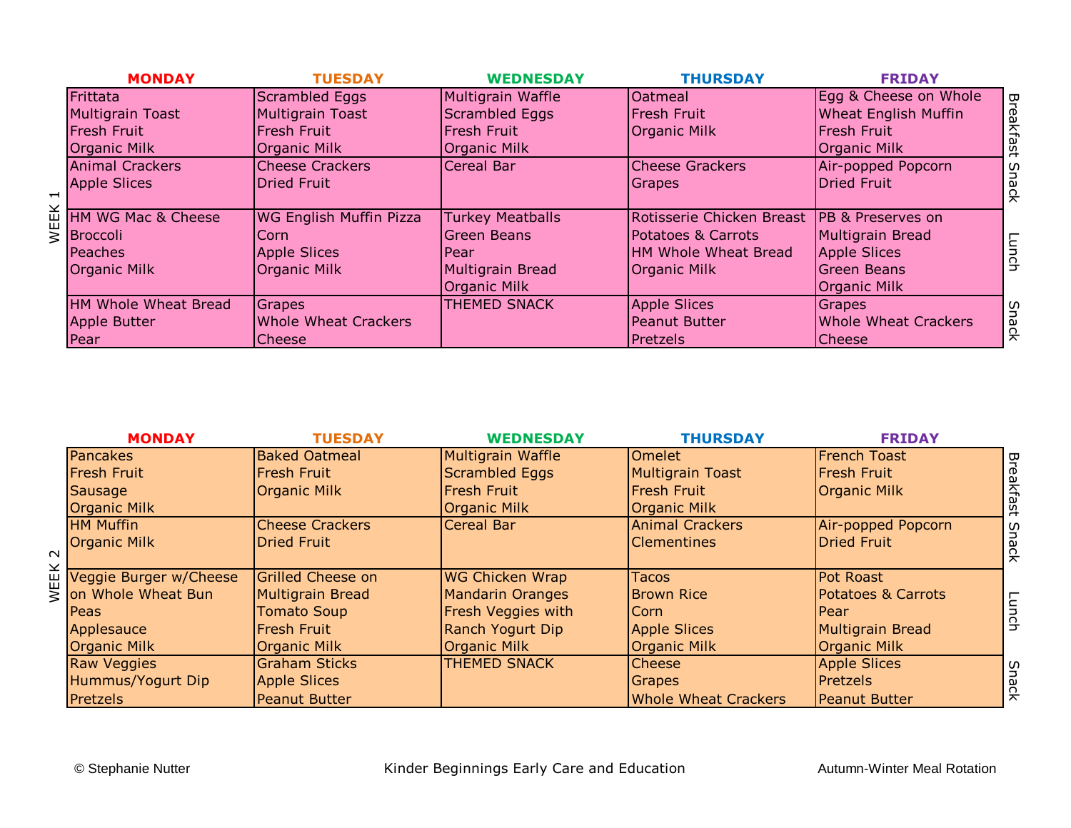## WEEK 1

| | MONDAY | TUESDAY | WEDNESDAY | THURSDAY | FRIDAY |
|---|---|---|---|---|---|
| Breakfast | Frittata<br>Multigrain Toast<br>Fresh Fruit<br>Organic Milk | Scrambled Eggs<br>Multigrain Toast<br>Fresh Fruit<br>Organic Milk | Multigrain Waffle<br>Scrambled Eggs<br>Fresh Fruit<br>Organic Milk | Oatmeal<br>Fresh Fruit<br>Organic Milk | Egg & Cheese on Whole Wheat English Muffin<br>Fresh Fruit<br>Organic Milk |
| Snack | Animal Crackers<br>Apple Slices | Cheese Crackers<br>Dried Fruit | Cereal Bar | Cheese Grackers<br>Grapes | Air-popped Popcorn<br>Dried Fruit |
| Lunch | HM WG Mac & Cheese<br>Broccoli<br>Peaches<br>Organic Milk | WG English Muffin Pizza<br>Corn<br>Apple Slices<br>Organic Milk | Turkey Meatballs<br>Green Beans<br>Pear<br>Multigrain Bread<br>Organic Milk | Rotisserie Chicken Breast<br>Potatoes & Carrots<br>HM Whole Wheat Bread<br>Organic Milk | PB & Preserves on Multigrain Bread<br>Apple Slices<br>Green Beans<br>Organic Milk |
| Snack | HM Whole Wheat Bread<br>Apple Butter<br>Pear | Grapes<br>Whole Wheat Crackers<br>Cheese | THEMED SNACK | Apple Slices<br>Peanut Butter<br>Pretzels | Grapes<br>Whole Wheat Crackers<br>Cheese |

## WEEK 2

| | MONDAY | TUESDAY | WEDNESDAY | THURSDAY | FRIDAY |
|---|---|---|---|---|---|
| Breakfast | Pancakes<br>Fresh Fruit<br>Sausage<br>Organic Milk | Baked Oatmeal<br>Fresh Fruit<br>Organic Milk | Multigrain Waffle<br>Scrambled Eggs<br>Fresh Fruit<br>Organic Milk | Omelet<br>Multigrain Toast<br>Fresh Fruit<br>Organic Milk | French Toast<br>Fresh Fruit<br>Organic Milk |
| Snack | HM Muffin<br>Organic Milk | Cheese Crackers<br>Dried Fruit | Cereal Bar | Animal Crackers<br>Clementines | Air-popped Popcorn<br>Dried Fruit |
| Lunch | Veggie Burger w/Cheese on Whole Wheat Bun<br>Peas<br>Applesauce<br>Organic Milk | Grilled Cheese on Multigrain Bread<br>Tomato Soup<br>Fresh Fruit<br>Organic Milk | WG Chicken Wrap<br>Mandarin Oranges<br>Fresh Veggies with Ranch Yogurt Dip<br>Organic Milk | Tacos<br>Brown Rice<br>Corn<br>Apple Slices<br>Organic Milk | Pot Roast<br>Potatoes & Carrots<br>Pear<br>Multigrain Bread<br>Organic Milk |
| Snack | Raw Veggies<br>Hummus/Yogurt Dip<br>Pretzels | Graham Sticks<br>Apple Slices<br>Peanut Butter | THEMED SNACK | Cheese<br>Grapes<br>Whole Wheat Crackers | Apple Slices<br>Pretzels<br>Peanut Butter |

© Stephanie Nutter    Kinder Beginnings Early Care and Education    Autumn-Winter Meal Rotation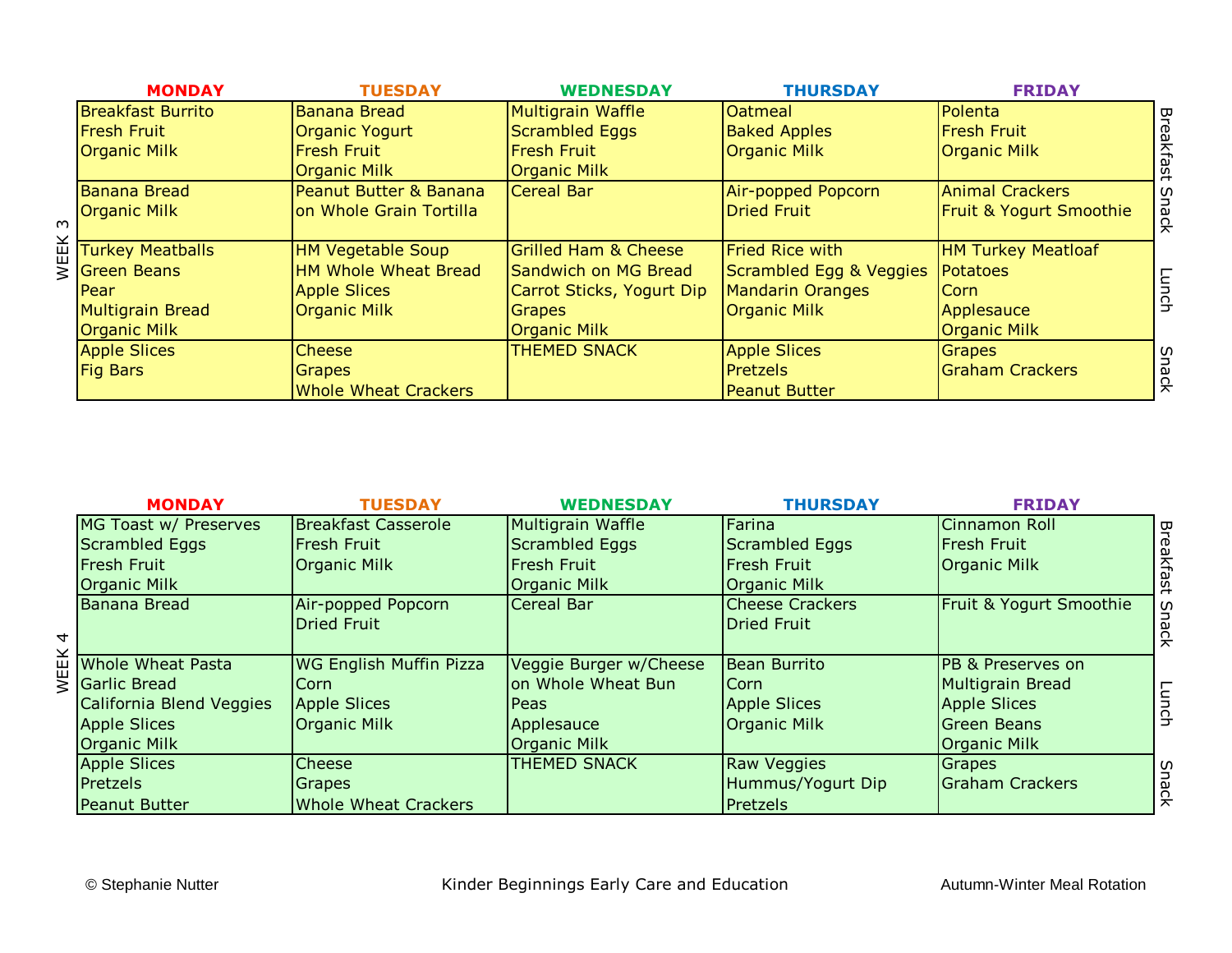## WEEK 3

| | MONDAY | TUESDAY | WEDNESDAY | THURSDAY | FRIDAY |
|---|---|---|---|---|---|
| Breakfast | Breakfast Burrito<br>Fresh Fruit<br>Organic Milk | Banana Bread<br>Organic Yogurt<br>Fresh Fruit<br>Organic Milk | Multigrain Waffle<br>Scrambled Eggs<br>Fresh Fruit<br>Organic Milk | Oatmeal<br>Baked Apples<br>Organic Milk | Polenta<br>Fresh Fruit<br>Organic Milk |
| Snack | Banana Bread<br>Organic Milk | Peanut Butter & Banana on Whole Grain Tortilla | Cereal Bar | Air-popped Popcorn<br>Dried Fruit | Animal Crackers<br>Fruit & Yogurt Smoothie |
| Lunch | Turkey Meatballs<br>Green Beans<br>Pear<br>Multigrain Bread<br>Organic Milk | HM Vegetable Soup<br>HM Whole Wheat Bread<br>Apple Slices<br>Organic Milk | Grilled Ham & Cheese Sandwich on MG Bread<br>Carrot Sticks, Yogurt Dip<br>Grapes<br>Organic Milk | Fried Rice with Scrambled Egg & Veggies<br>Mandarin Oranges<br>Organic Milk | HM Turkey Meatloaf<br>Potatoes<br>Corn<br>Applesauce<br>Organic Milk |
| Snack | Apple Slices<br>Fig Bars | Cheese<br>Grapes<br>Whole Wheat Crackers | THEMED SNACK | Apple Slices<br>Pretzels<br>Peanut Butter | Grapes<br>Graham Crackers |

## WEEK 4

| | MONDAY | TUESDAY | WEDNESDAY | THURSDAY | FRIDAY |
|---|---|---|---|---|---|
| Breakfast | MG Toast w/ Preserves<br>Scrambled Eggs<br>Fresh Fruit<br>Organic Milk | Breakfast Casserole<br>Fresh Fruit<br>Organic Milk | Multigrain Waffle<br>Scrambled Eggs<br>Fresh Fruit<br>Organic Milk | Farina<br>Scrambled Eggs<br>Fresh Fruit<br>Organic Milk | Cinnamon Roll<br>Fresh Fruit<br>Organic Milk |
| Snack | Banana Bread | Air-popped Popcorn<br>Dried Fruit | Cereal Bar | Cheese Crackers<br>Dried Fruit | Fruit & Yogurt Smoothie |
| Lunch | Whole Wheat Pasta<br>Garlic Bread<br>California Blend Veggies<br>Apple Slices<br>Organic Milk | WG English Muffin Pizza<br>Corn<br>Apple Slices<br>Organic Milk | Veggie Burger w/Cheese on Whole Wheat Bun<br>Peas<br>Applesauce<br>Organic Milk | Bean Burrito<br>Corn<br>Apple Slices<br>Organic Milk | PB & Preserves on Multigrain Bread<br>Apple Slices<br>Green Beans<br>Organic Milk |
| Snack | Apple Slices<br>Pretzels<br>Peanut Butter | Cheese<br>Grapes<br>Whole Wheat Crackers | THEMED SNACK | Raw Veggies<br>Hummus/Yogurt Dip<br>Pretzels | Grapes<br>Graham Crackers |

© Stephanie Nutter    Kinder Beginnings Early Care and Education    Autumn-Winter Meal Rotation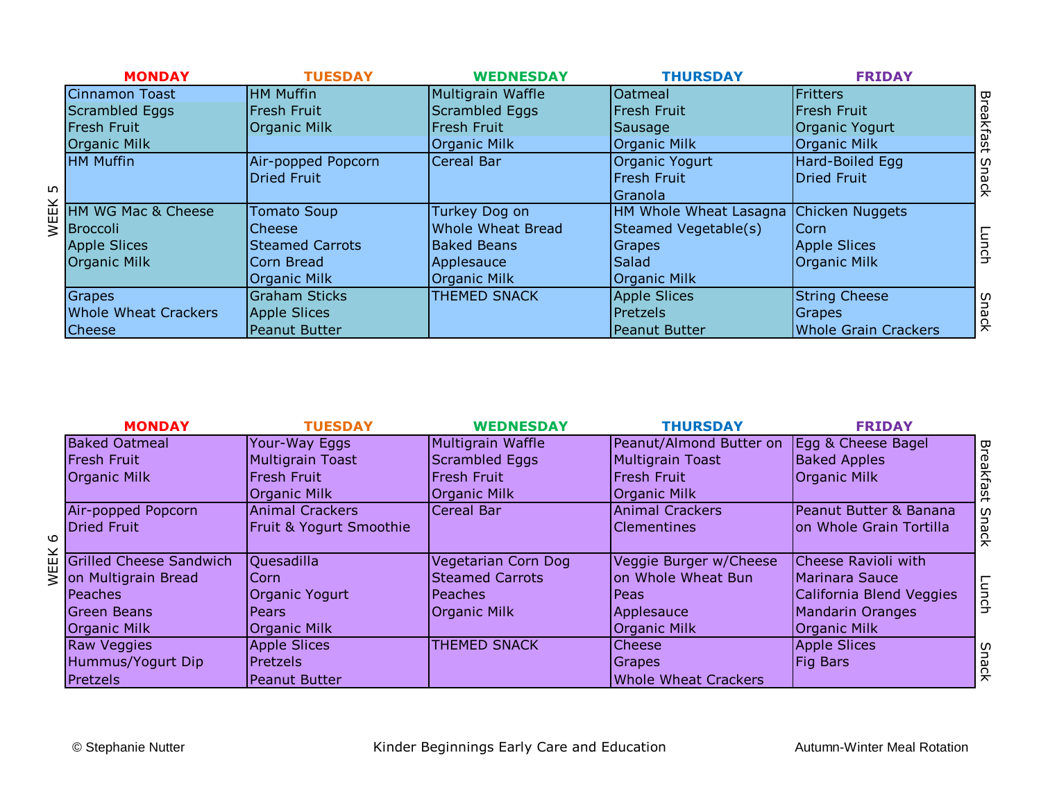## WEEK 5

| | MONDAY | TUESDAY | WEDNESDAY | THURSDAY | FRIDAY |
|---|---|---|---|---|---|
| Breakfast | Cinnamon Toast<br>Scrambled Eggs<br>Fresh Fruit<br>Organic Milk | HM Muffin<br>Fresh Fruit<br>Organic Milk | Multigrain Waffle<br>Scrambled Eggs<br>Fresh Fruit<br>Organic Milk | Oatmeal<br>Fresh Fruit<br>Sausage<br>Organic Milk | Fritters<br>Fresh Fruit<br>Organic Yogurt<br>Organic Milk |
| Snack | HM Muffin | Air-popped Popcorn<br>Dried Fruit | Cereal Bar | Organic Yogurt<br>Fresh Fruit<br>Granola | Hard-Boiled Egg<br>Dried Fruit |
| Lunch | HM WG Mac & Cheese<br>Broccoli<br>Apple Slices<br>Organic Milk | Tomato Soup<br>Cheese<br>Steamed Carrots<br>Corn Bread<br>Organic Milk | Turkey Dog on<br>Whole Wheat Bread<br>Baked Beans<br>Applesauce<br>Organic Milk | HM Whole Wheat Lasagna<br>Steamed Vegetable(s)<br>Grapes<br>Salad<br>Organic Milk | Chicken Nuggets<br>Corn<br>Apple Slices<br>Organic Milk |
| Snack | Grapes<br>Whole Wheat Crackers<br>Cheese | Graham Sticks<br>Apple Slices<br>Peanut Butter | THEMED SNACK | Apple Slices<br>Pretzels<br>Peanut Butter | String Cheese<br>Grapes<br>Whole Grain Crackers |

## WEEK 6

| | MONDAY | TUESDAY | WEDNESDAY | THURSDAY | FRIDAY |
|---|---|---|---|---|---|
| Breakfast | Baked Oatmeal<br>Fresh Fruit<br>Organic Milk | Your-Way Eggs<br>Multigrain Toast<br>Fresh Fruit<br>Organic Milk | Multigrain Waffle<br>Scrambled Eggs<br>Fresh Fruit<br>Organic Milk | Peanut/Almond Butter on<br>Multigrain Toast<br>Fresh Fruit<br>Organic Milk | Egg & Cheese Bagel<br>Baked Apples<br>Organic Milk |
| Snack | Air-popped Popcorn<br>Dried Fruit | Animal Crackers<br>Fruit & Yogurt Smoothie | Cereal Bar | Animal Crackers<br>Clementines | Peanut Butter & Banana<br>on Whole Grain Tortilla |
| Lunch | Grilled Cheese Sandwich<br>on Multigrain Bread<br>Peaches<br>Green Beans<br>Organic Milk | Quesadilla<br>Corn<br>Organic Yogurt<br>Pears<br>Organic Milk | Vegetarian Corn Dog<br>Steamed Carrots<br>Peaches<br>Organic Milk | Veggie Burger w/Cheese<br>on Whole Wheat Bun<br>Peas<br>Applesauce<br>Organic Milk | Cheese Ravioli with<br>Marinara Sauce<br>California Blend Veggies<br>Mandarin Oranges<br>Organic Milk |
| Snack | Raw Veggies<br>Hummus/Yogurt Dip<br>Pretzels | Apple Slices<br>Pretzels<br>Peanut Butter | THEMED SNACK | Cheese<br>Grapes<br>Whole Wheat Crackers | Apple Slices<br>Fig Bars |

© Stephanie Nutter    Kinder Beginnings Early Care and Education    Autumn-Winter Meal Rotation